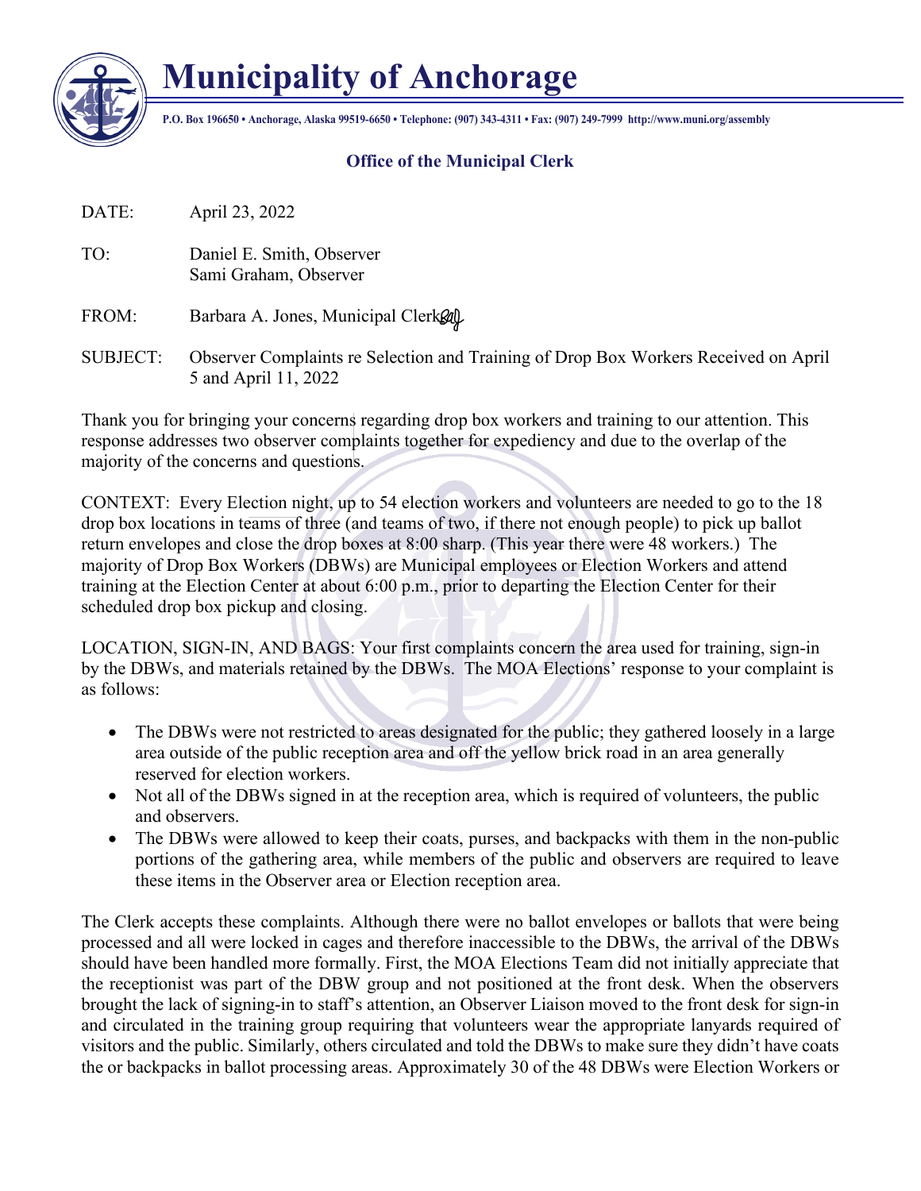# Municipality of Anchorage

**P.O. Box 196650 • Anchorage, Alaska 99519-6650 • Telephone: (907) 343-4311 • Fax: (907) 249-7999 http://www.muni.org/assembly**

## Office of the Municipal Clerk

DATE: April 23, 2022

TO: Daniel E. Smith, Observer
Sami Graham, Observer

FROM: Barbara A. Jones, Municipal Clerk

SUBJECT: Observer Complaints re Selection and Training of Drop Box Workers Received on April 5 and April 11, 2022

Thank you for bringing your concerns regarding drop box workers and training to our attention. This response addresses two observer complaints together for expediency and due to the overlap of the majority of the concerns and questions.

CONTEXT: Every Election night, up to 54 election workers and volunteers are needed to go to the 18 drop box locations in teams of three (and teams of two, if there not enough people) to pick up ballot return envelopes and close the drop boxes at 8:00 sharp. (This year there were 48 workers.) The majority of Drop Box Workers (DBWs) are Municipal employees or Election Workers and attend training at the Election Center at about 6:00 p.m., prior to departing the Election Center for their scheduled drop box pickup and closing.

LOCATION, SIGN-IN, AND BAGS: Your first complaints concern the area used for training, sign-in by the DBWs, and materials retained by the DBWs. The MOA Elections' response to your complaint is as follows:

- The DBWs were not restricted to areas designated for the public; they gathered loosely in a large area outside of the public reception area and off the yellow brick road in an area generally reserved for election workers.
- Not all of the DBWs signed in at the reception area, which is required of volunteers, the public and observers.
- The DBWs were allowed to keep their coats, purses, and backpacks with them in the non-public portions of the gathering area, while members of the public and observers are required to leave these items in the Observer area or Election reception area.

The Clerk accepts these complaints. Although there were no ballot envelopes or ballots that were being processed and all were locked in cages and therefore inaccessible to the DBWs, the arrival of the DBWs should have been handled more formally. First, the MOA Elections Team did not initially appreciate that the receptionist was part of the DBW group and not positioned at the front desk. When the observers brought the lack of signing-in to staff's attention, an Observer Liaison moved to the front desk for sign-in and circulated in the training group requiring that volunteers wear the appropriate lanyards required of visitors and the public. Similarly, others circulated and told the DBWs to make sure they didn't have coats the or backpacks in ballot processing areas. Approximately 30 of the 48 DBWs were Election Workers or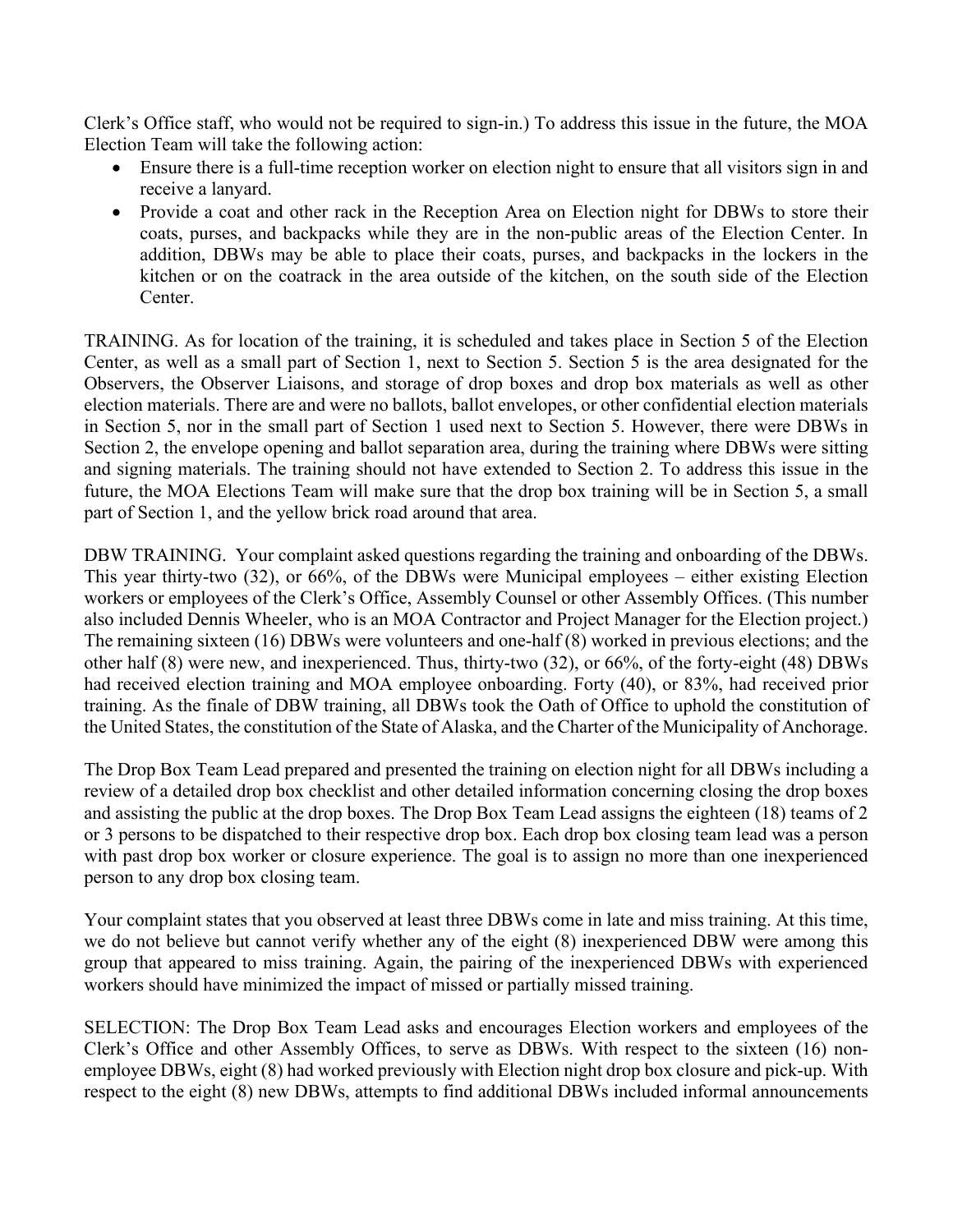Clerk's Office staff, who would not be required to sign-in.) To address this issue in the future, the MOA Election Team will take the following action:

- Ensure there is a full-time reception worker on election night to ensure that all visitors sign in and receive a lanyard.
- Provide a coat and other rack in the Reception Area on Election night for DBWs to store their coats, purses, and backpacks while they are in the non-public areas of the Election Center. In addition, DBWs may be able to place their coats, purses, and backpacks in the lockers in the kitchen or on the coatrack in the area outside of the kitchen, on the south side of the Election Center.

TRAINING. As for location of the training, it is scheduled and takes place in Section 5 of the Election Center, as well as a small part of Section 1, next to Section 5. Section 5 is the area designated for the Observers, the Observer Liaisons, and storage of drop boxes and drop box materials as well as other election materials. There are and were no ballots, ballot envelopes, or other confidential election materials in Section 5, nor in the small part of Section 1 used next to Section 5. However, there were DBWs in Section 2, the envelope opening and ballot separation area, during the training where DBWs were sitting and signing materials. The training should not have extended to Section 2. To address this issue in the future, the MOA Elections Team will make sure that the drop box training will be in Section 5, a small part of Section 1, and the yellow brick road around that area.

DBW TRAINING. Your complaint asked questions regarding the training and onboarding of the DBWs. This year thirty-two (32), or 66%, of the DBWs were Municipal employees – either existing Election workers or employees of the Clerk's Office, Assembly Counsel or other Assembly Offices. (This number also included Dennis Wheeler, who is an MOA Contractor and Project Manager for the Election project.) The remaining sixteen (16) DBWs were volunteers and one-half (8) worked in previous elections; and the other half (8) were new, and inexperienced. Thus, thirty-two (32), or 66%, of the forty-eight (48) DBWs had received election training and MOA employee onboarding. Forty (40), or 83%, had received prior training. As the finale of DBW training, all DBWs took the Oath of Office to uphold the constitution of the United States, the constitution of the State of Alaska, and the Charter of the Municipality of Anchorage.

The Drop Box Team Lead prepared and presented the training on election night for all DBWs including a review of a detailed drop box checklist and other detailed information concerning closing the drop boxes and assisting the public at the drop boxes. The Drop Box Team Lead assigns the eighteen (18) teams of 2 or 3 persons to be dispatched to their respective drop box. Each drop box closing team lead was a person with past drop box worker or closure experience. The goal is to assign no more than one inexperienced person to any drop box closing team.

Your complaint states that you observed at least three DBWs come in late and miss training. At this time, we do not believe but cannot verify whether any of the eight (8) inexperienced DBW were among this group that appeared to miss training. Again, the pairing of the inexperienced DBWs with experienced workers should have minimized the impact of missed or partially missed training.

SELECTION: The Drop Box Team Lead asks and encourages Election workers and employees of the Clerk's Office and other Assembly Offices, to serve as DBWs. With respect to the sixteen (16) non-employee DBWs, eight (8) had worked previously with Election night drop box closure and pick-up. With respect to the eight (8) new DBWs, attempts to find additional DBWs included informal announcements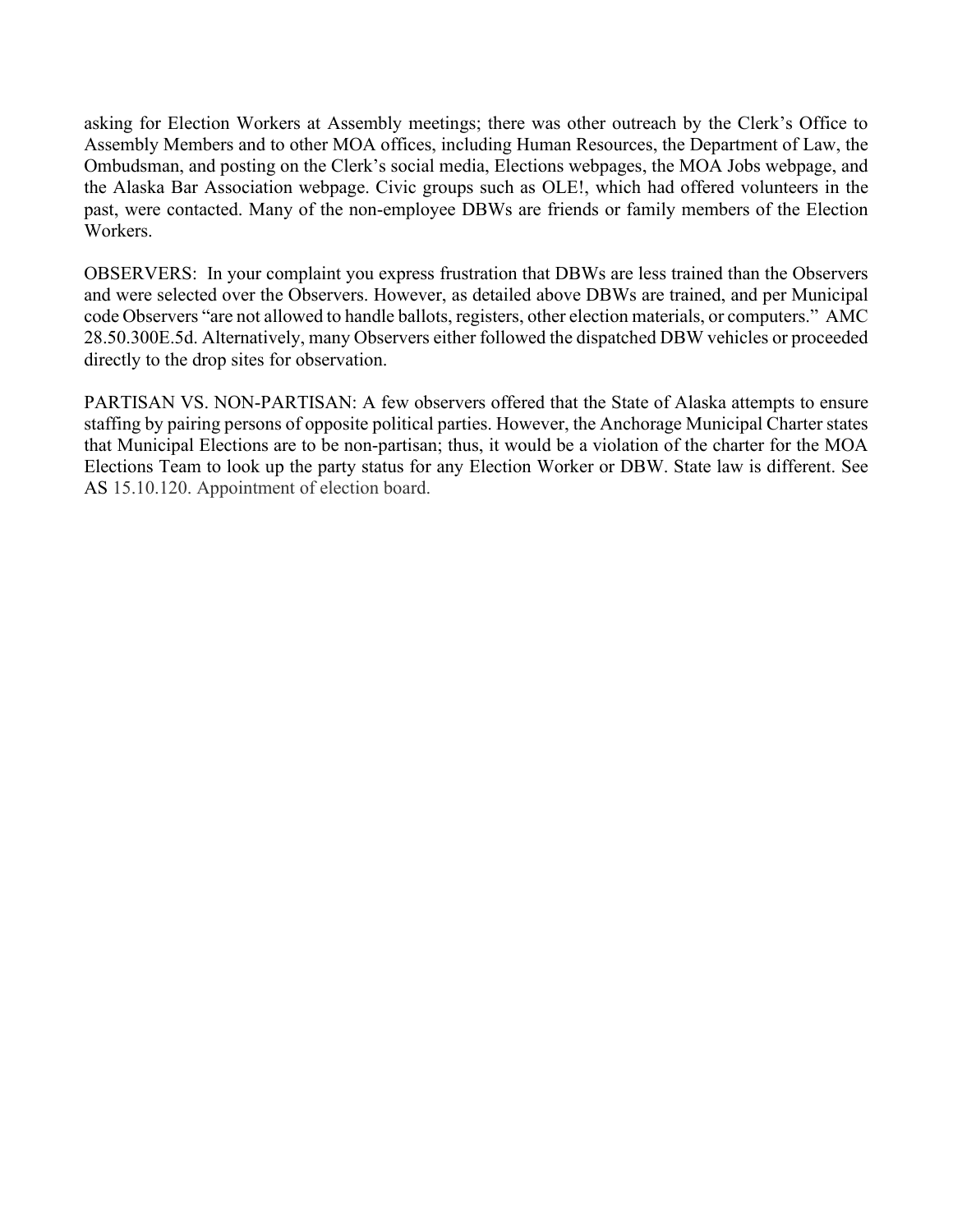asking for Election Workers at Assembly meetings; there was other outreach by the Clerk's Office to Assembly Members and to other MOA offices, including Human Resources, the Department of Law, the Ombudsman, and posting on the Clerk's social media, Elections webpages, the MOA Jobs webpage, and the Alaska Bar Association webpage. Civic groups such as OLE!, which had offered volunteers in the past, were contacted. Many of the non-employee DBWs are friends or family members of the Election Workers.

OBSERVERS: In your complaint you express frustration that DBWs are less trained than the Observers and were selected over the Observers. However, as detailed above DBWs are trained, and per Municipal code Observers "are not allowed to handle ballots, registers, other election materials, or computers." AMC 28.50.300E.5d. Alternatively, many Observers either followed the dispatched DBW vehicles or proceeded directly to the drop sites for observation.

PARTISAN VS. NON-PARTISAN: A few observers offered that the State of Alaska attempts to ensure staffing by pairing persons of opposite political parties. However, the Anchorage Municipal Charter states that Municipal Elections are to be non-partisan; thus, it would be a violation of the charter for the MOA Elections Team to look up the party status for any Election Worker or DBW. State law is different. See AS 15.10.120. Appointment of election board.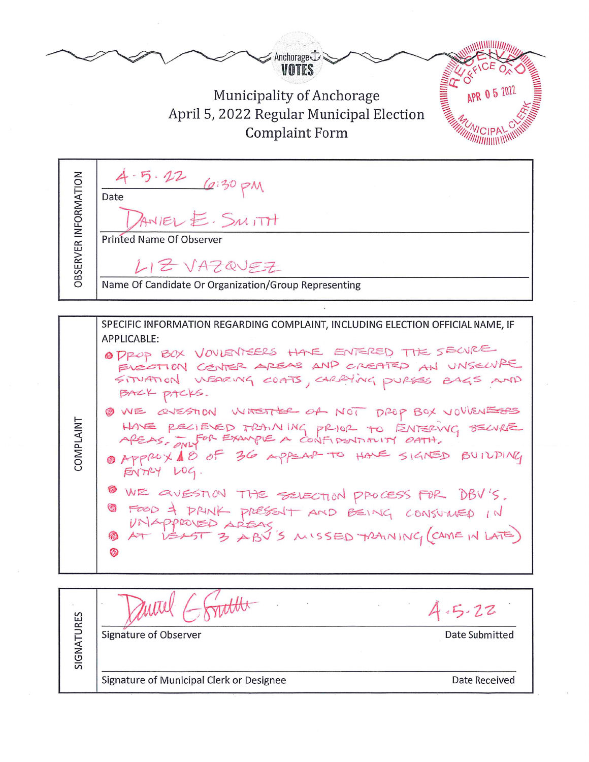Anchorage VOTES

# Municipality of Anchorage
## April 5, 2022 Regular Municipal Election
## Complaint Form

RECEIVED
OFFICE OF MUNICIPAL CLERK
APR 05 2022

**OBSERVER INFORMATION**

4-5-22 6:30 PM

Date

DANIEL E. SMITH

Printed Name Of Observer

LIZ VAZQUEZ

Name Of Candidate Or Organization/Group Representing

**COMPLAINT**

SPECIFIC INFORMATION REGARDING COMPLAINT, INCLUDING ELECTION OFFICIAL NAME, IF APPLICABLE:

- DROP BOX VOLUNTEERS HAVE ENTERED THE SECURE ELECTION CENTER AREAS AND CREATED AN UNSECURE SITUATION WEARING COATS, CARRYING PURSES BAGS AND BACK PACKS.
- WE QUESTION WHETHER OR NOT DROP BOX VOLUNTEERS HAVE RECIEVED TRAINING PRIOR TO ENTERING SECURE AREAS. – ONLY FOR EXAMPLE A CONFIDENTIALITY OATH.
- APPROX 18 OF 36 APPEAR TO HAVE SIGNED BUILDING ENTRY LOG.
- WE QUESTION THE SELECTION PROCESS FOR DBV'S.
- FOOD & DRINK PRESENT AND BEING CONSUMED IN UNAPPROVED AREAS
- AT LEAST 3 ABV'S MISSED TRAINING (CAME IN LATE)
-

**SIGNATURES**

Daniel E Smith — 4-5-22

Signature of Observer — Date Submitted

Signature of Municipal Clerk or Designee — Date Received